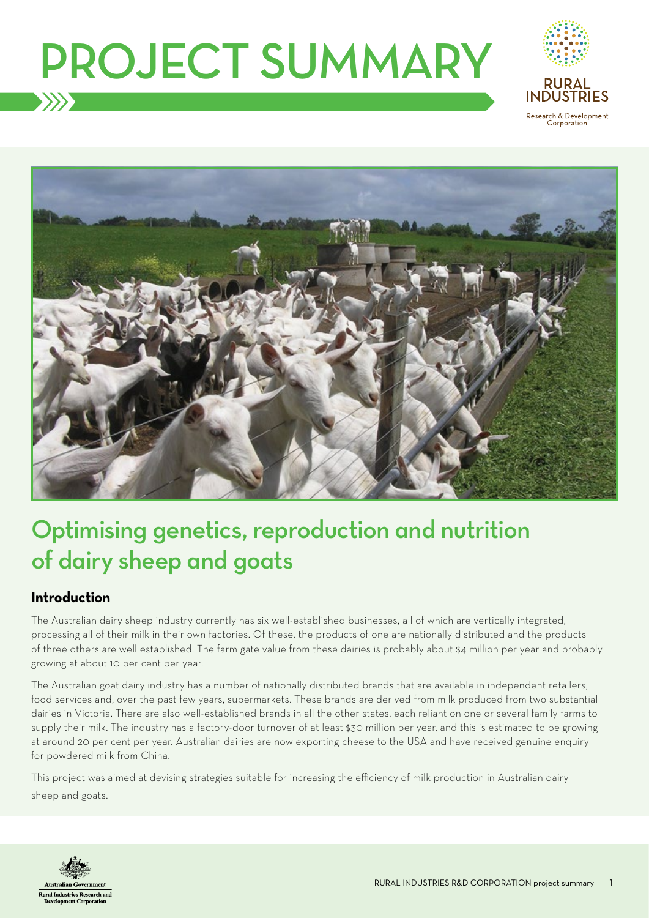# PROJECT SUMMARY

## Optimising genetics, reproduction and nutrition of dairy sheep and goats

### Introduction

The Australian dairy sheep industry currently has six well-established businesses, all of which are vertically integrated, processing all of their milk in their own factories. Of these, the products of one are nationally distributed and the products of three others are well established. The farm gate value from these dairies is probably about $4 million per year and probably growing at about 10 per cent per year.

The Australian goat dairy industry has a number of nationally distributed brands that are available in independent retailers, food services and, over the past few years, supermarkets. These brands are derived from milk produced from two substantial dairies in Victoria. There are also well-established brands in all the other states, each reliant on one or several family farms to supply their milk. The industry has a factory-door turnover of at least $30 million per year, and this is estimated to be growing at around 20 per cent per year. Australian dairies are now exporting cheese to the USA and have received genuine enquiry for powdered milk from China.

This project was aimed at devising strategies suitable for increasing the efficiency of milk production in Australian dairy sheep and goats.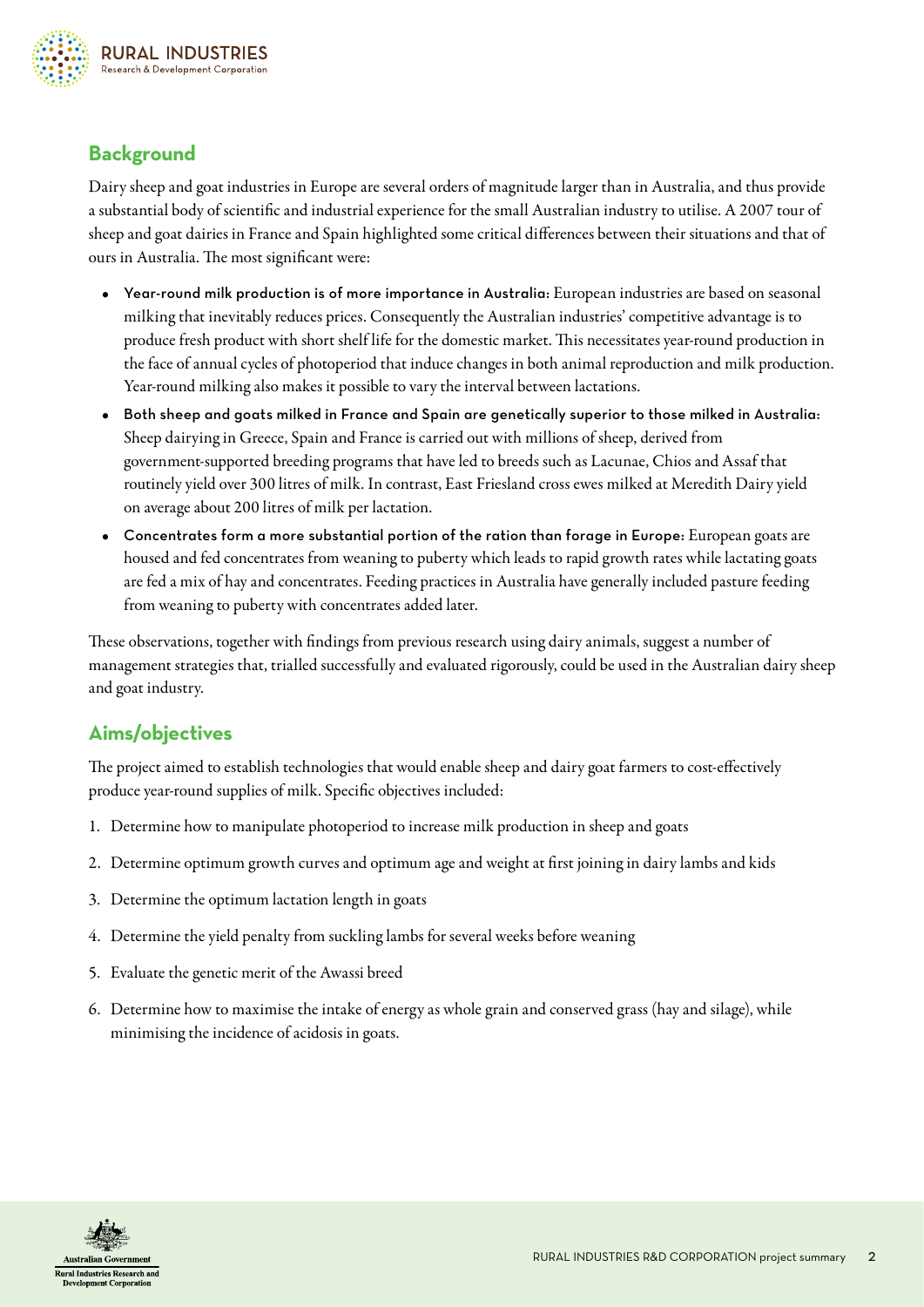## Background

Dairy sheep and goat industries in Europe are several orders of magnitude larger than in Australia, and thus provide a substantial body of scientific and industrial experience for the small Australian industry to utilise. A 2007 tour of sheep and goat dairies in France and Spain highlighted some critical differences between their situations and that of ours in Australia. The most significant were:

- **Year-round milk production is of more importance in Australia:** European industries are based on seasonal milking that inevitably reduces prices. Consequently the Australian industries' competitive advantage is to produce fresh product with short shelf life for the domestic market. This necessitates year-round production in the face of annual cycles of photoperiod that induce changes in both animal reproduction and milk production. Year-round milking also makes it possible to vary the interval between lactations.
- **Both sheep and goats milked in France and Spain are genetically superior to those milked in Australia:** Sheep dairying in Greece, Spain and France is carried out with millions of sheep, derived from government-supported breeding programs that have led to breeds such as Lacunae, Chios and Assaf that routinely yield over 300 litres of milk. In contrast, East Friesland cross ewes milked at Meredith Dairy yield on average about 200 litres of milk per lactation.
- **Concentrates form a more substantial portion of the ration than forage in Europe:** European goats are housed and fed concentrates from weaning to puberty which leads to rapid growth rates while lactating goats are fed a mix of hay and concentrates. Feeding practices in Australia have generally included pasture feeding from weaning to puberty with concentrates added later.

These observations, together with findings from previous research using dairy animals, suggest a number of management strategies that, trialled successfully and evaluated rigorously, could be used in the Australian dairy sheep and goat industry.

## Aims/objectives

The project aimed to establish technologies that would enable sheep and dairy goat farmers to cost-effectively produce year-round supplies of milk. Specific objectives included:

1. Determine how to manipulate photoperiod to increase milk production in sheep and goats
2. Determine optimum growth curves and optimum age and weight at first joining in dairy lambs and kids
3. Determine the optimum lactation length in goats
4. Determine the yield penalty from suckling lambs for several weeks before weaning
5. Evaluate the genetic merit of the Awassi breed
6. Determine how to maximise the intake of energy as whole grain and conserved grass (hay and silage), while minimising the incidence of acidosis in goats.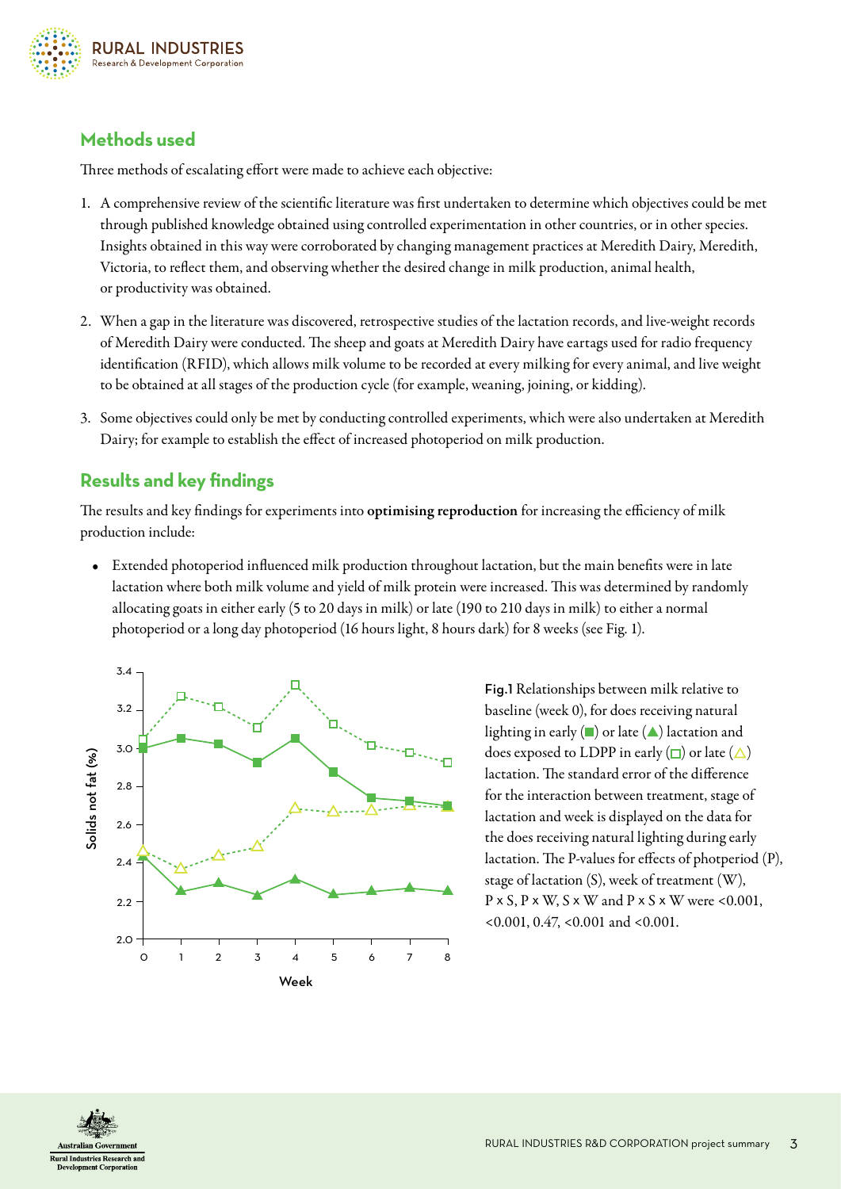## Methods used

Three methods of escalating effort were made to achieve each objective:

1. A comprehensive review of the scientific literature was first undertaken to determine which objectives could be met through published knowledge obtained using controlled experimentation in other countries, or in other species. Insights obtained in this way were corroborated by changing management practices at Meredith Dairy, Meredith, Victoria, to reflect them, and observing whether the desired change in milk production, animal health, or productivity was obtained.
2. When a gap in the literature was discovered, retrospective studies of the lactation records, and live-weight records of Meredith Dairy were conducted. The sheep and goats at Meredith Dairy have eartags used for radio frequency identification (RFID), which allows milk volume to be recorded at every milking for every animal, and live weight to be obtained at all stages of the production cycle (for example, weaning, joining, or kidding).
3. Some objectives could only be met by conducting controlled experiments, which were also undertaken at Meredith Dairy; for example to establish the effect of increased photoperiod on milk production.

## Results and key findings

The results and key findings for experiments into **optimising reproduction** for increasing the efficiency of milk production include:

- Extended photoperiod influenced milk production throughout lactation, but the main benefits were in late lactation where both milk volume and yield of milk protein were increased. This was determined by randomly allocating goats in either early (5 to 20 days in milk) or late (190 to 210 days in milk) to either a normal photoperiod or a long day photoperiod (16 hours light, 8 hours dark) for 8 weeks (see Fig. 1).

Fig.1 Relationships between milk relative to baseline (week 0), for does receiving natural lighting in early (■) or late (▲) lactation and does exposed to LDPP in early (□) or late (△) lactation. The standard error of the difference for the interaction between treatment, stage of lactation and week is displayed on the data for the does receiving natural lighting during early lactation. The P-values for effects of photoperiod (P), stage of lactation (S), week of treatment (W), P × S, P × W, S × W and P × S × W were <0.001, <0.001, 0.47, <0.001 and <0.001.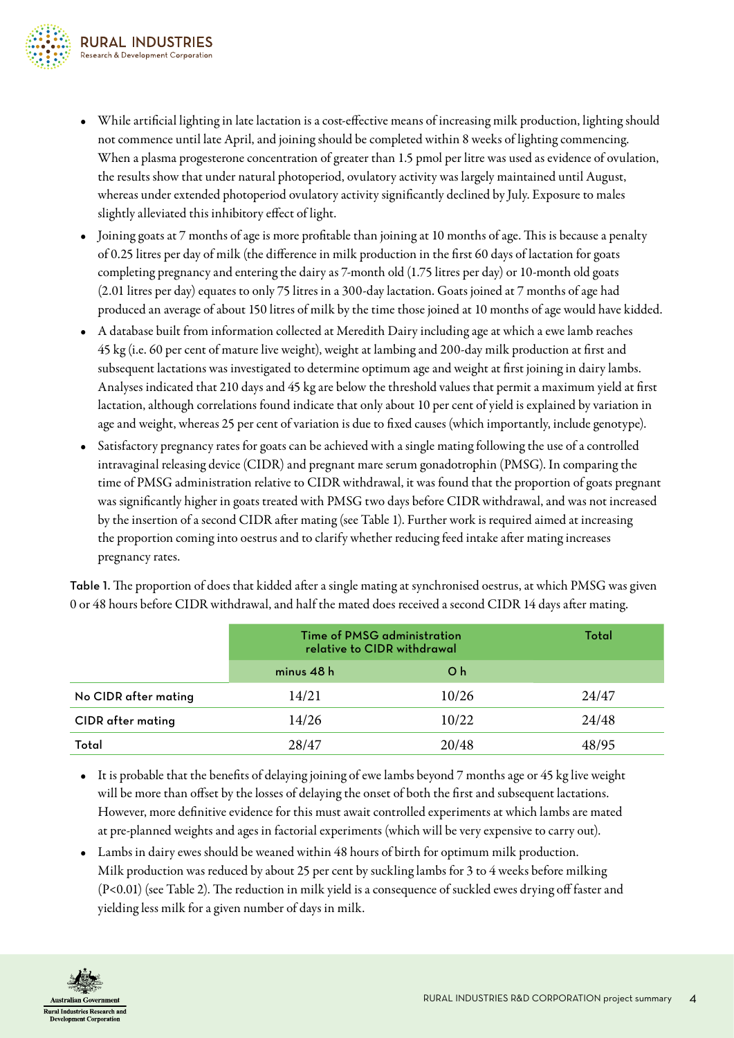- While artificial lighting in late lactation is a cost-effective means of increasing milk production, lighting should not commence until late April, and joining should be completed within 8 weeks of lighting commencing. When a plasma progesterone concentration of greater than 1.5 pmol per litre was used as evidence of ovulation, the results show that under natural photoperiod, ovulatory activity was largely maintained until August, whereas under extended photoperiod ovulatory activity significantly declined by July. Exposure to males slightly alleviated this inhibitory effect of light.
- Joining goats at 7 months of age is more profitable than joining at 10 months of age. This is because a penalty of 0.25 litres per day of milk (the difference in milk production in the first 60 days of lactation for goats completing pregnancy and entering the dairy as 7-month old (1.75 litres per day) or 10-month old goats (2.01 litres per day) equates to only 75 litres in a 300-day lactation. Goats joined at 7 months of age had produced an average of about 150 litres of milk by the time those joined at 10 months of age would have kidded.
- A database built from information collected at Meredith Dairy including age at which a ewe lamb reaches 45 kg (i.e. 60 per cent of mature live weight), weight at lambing and 200-day milk production at first and subsequent lactations was investigated to determine optimum age and weight at first joining in dairy lambs. Analyses indicated that 210 days and 45 kg are below the threshold values that permit a maximum yield at first lactation, although correlations found indicate that only about 10 per cent of yield is explained by variation in age and weight, whereas 25 per cent of variation is due to fixed causes (which importantly, include genotype).
- Satisfactory pregnancy rates for goats can be achieved with a single mating following the use of a controlled intravaginal releasing device (CIDR) and pregnant mare serum gonadotrophin (PMSG). In comparing the time of PMSG administration relative to CIDR withdrawal, it was found that the proportion of goats pregnant was significantly higher in goats treated with PMSG two days before CIDR withdrawal, and was not increased by the insertion of a second CIDR after mating (see Table 1). Further work is required aimed at increasing the proportion coming into oestrus and to clarify whether reducing feed intake after mating increases pregnancy rates.

**Table 1.** The proportion of does that kidded after a single mating at synchronised oestrus, at which PMSG was given 0 or 48 hours before CIDR withdrawal, and half the mated does received a second CIDR 14 days after mating.

| | Time of PMSG administration relative to CIDR withdrawal | | Total |
|---|---|---|---|
| | minus 48 h | 0 h | |
| No CIDR after mating | 14/21 | 10/26 | 24/47 |
| CIDR after mating | 14/26 | 10/22 | 24/48 |
| Total | 28/47 | 20/48 | 48/95 |

- It is probable that the benefits of delaying joining of ewe lambs beyond 7 months age or 45 kg live weight will be more than offset by the losses of delaying the onset of both the first and subsequent lactations. However, more definitive evidence for this must await controlled experiments at which lambs are mated at pre-planned weights and ages in factorial experiments (which will be very expensive to carry out).
- Lambs in dairy ewes should be weaned within 48 hours of birth for optimum milk production. Milk production was reduced by about 25 per cent by suckling lambs for 3 to 4 weeks before milking ($P<0.01$) (see Table 2). The reduction in milk yield is a consequence of suckled ewes drying off faster and yielding less milk for a given number of days in milk.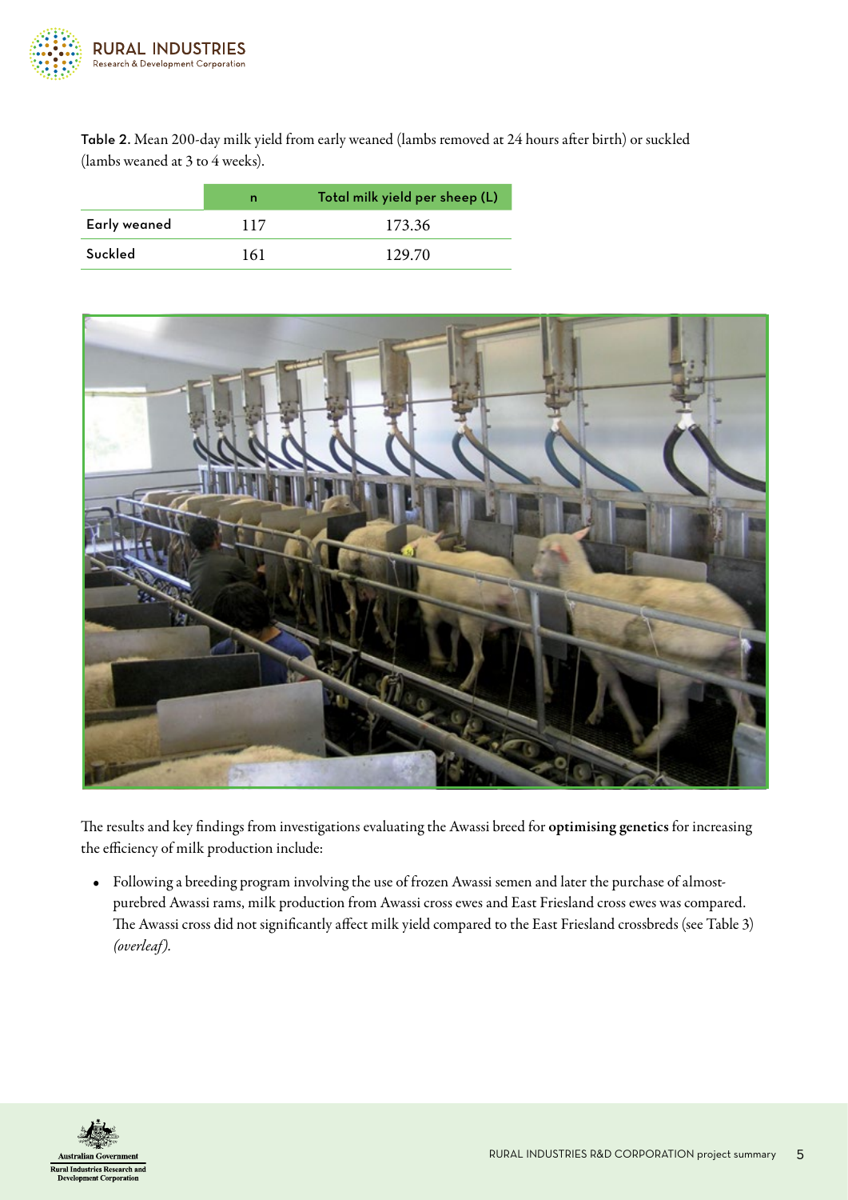**Table 2.** Mean 200-day milk yield from early weaned (lambs removed at 24 hours after birth) or suckled (lambs weaned at 3 to 4 weeks).

| | n | Total milk yield per sheep (L) |
|---|---|---|
| Early weaned | 117 | 173.36 |
| Suckled | 161 | 129.70 |

The results and key findings from investigations evaluating the Awassi breed for **optimising genetics** for increasing the efficiency of milk production include:

- Following a breeding program involving the use of frozen Awassi semen and later the purchase of almost-purebred Awassi rams, milk production from Awassi cross ewes and East Friesland cross ewes was compared. The Awassi cross did not significantly affect milk yield compared to the East Friesland crossbreds (see Table 3) *(overleaf)*.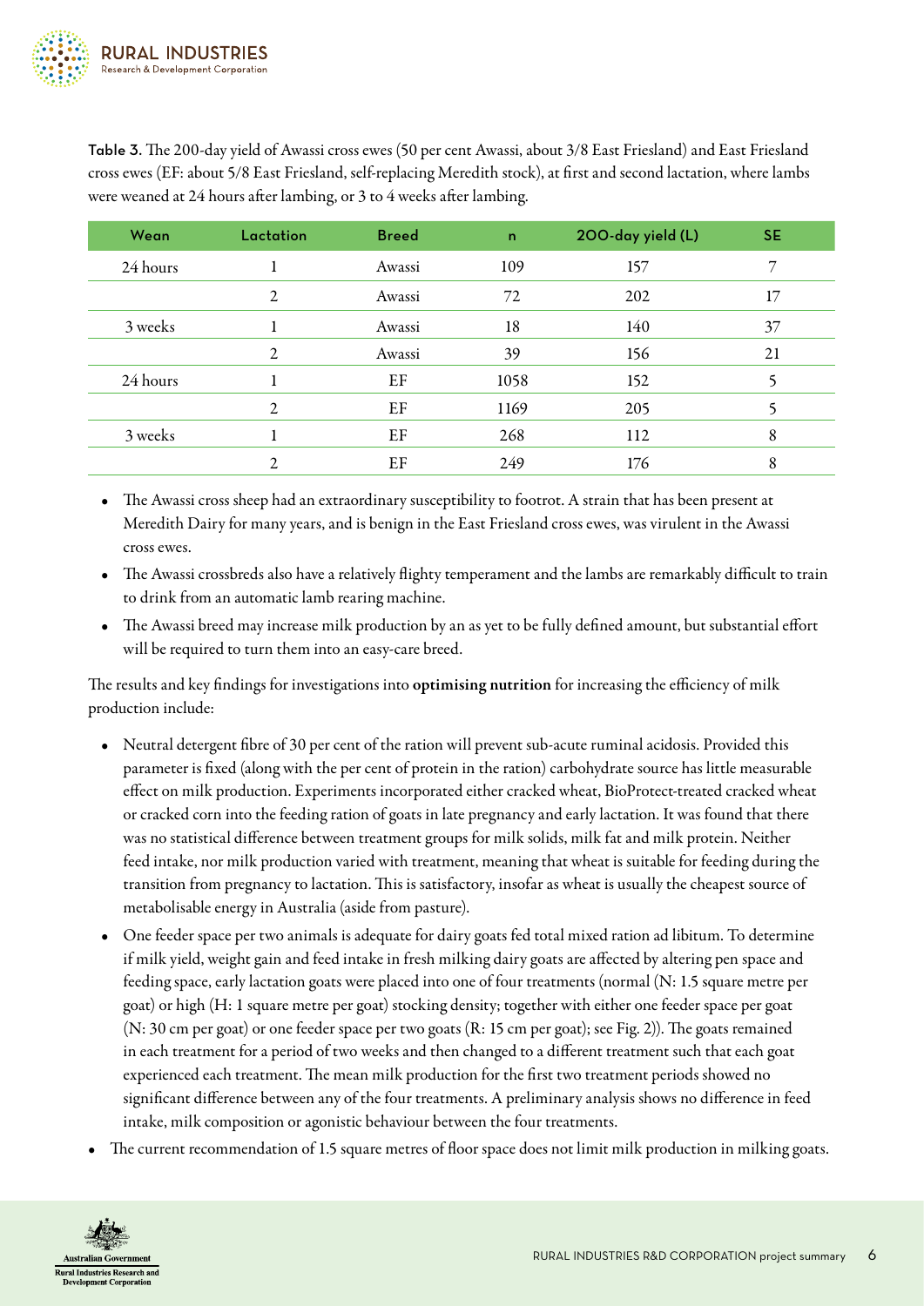**Table 3.** The 200-day yield of Awassi cross ewes (50 per cent Awassi, about 3/8 East Friesland) and East Friesland cross ewes (EF: about 5/8 East Friesland, self-replacing Meredith stock), at first and second lactation, where lambs were weaned at 24 hours after lambing, or 3 to 4 weeks after lambing.

| Wean | Lactation | Breed | n | 200-day yield (L) | SE |
|---|---|---|---|---|---|
| 24 hours | 1 | Awassi | 109 | 157 | 7 |
| | 2 | Awassi | 72 | 202 | 17 |
| 3 weeks | 1 | Awassi | 18 | 140 | 37 |
| | 2 | Awassi | 39 | 156 | 21 |
| 24 hours | 1 | EF | 1058 | 152 | 5 |
| | 2 | EF | 1169 | 205 | 5 |
| 3 weeks | 1 | EF | 268 | 112 | 8 |
| | 2 | EF | 249 | 176 | 8 |

- The Awassi cross sheep had an extraordinary susceptibility to footrot. A strain that has been present at Meredith Dairy for many years, and is benign in the East Friesland cross ewes, was virulent in the Awassi cross ewes.
- The Awassi crossbreds also have a relatively flighty temperament and the lambs are remarkably difficult to train to drink from an automatic lamb rearing machine.
- The Awassi breed may increase milk production by an as yet to be fully defined amount, but substantial effort will be required to turn them into an easy-care breed.

The results and key findings for investigations into **optimising nutrition** for increasing the efficiency of milk production include:

- Neutral detergent fibre of 30 per cent of the ration will prevent sub-acute ruminal acidosis. Provided this parameter is fixed (along with the per cent of protein in the ration) carbohydrate source has little measurable effect on milk production. Experiments incorporated either cracked wheat, BioProtect-treated cracked wheat or cracked corn into the feeding ration of goats in late pregnancy and early lactation. It was found that there was no statistical difference between treatment groups for milk solids, milk fat and milk protein. Neither feed intake, nor milk production varied with treatment, meaning that wheat is suitable for feeding during the transition from pregnancy to lactation. This is satisfactory, insofar as wheat is usually the cheapest source of metabolisable energy in Australia (aside from pasture).
- One feeder space per two animals is adequate for dairy goats fed total mixed ration ad libitum. To determine if milk yield, weight gain and feed intake in fresh milking dairy goats are affected by altering pen space and feeding space, early lactation goats were placed into one of four treatments (normal (N: 1.5 square metre per goat) or high (H: 1 square metre per goat) stocking density; together with either one feeder space per goat (N: 30 cm per goat) or one feeder space per two goats (R: 15 cm per goat); see Fig. 2)). The goats remained in each treatment for a period of two weeks and then changed to a different treatment such that each goat experienced each treatment. The mean milk production for the first two treatment periods showed no significant difference between any of the four treatments. A preliminary analysis shows no difference in feed intake, milk composition or agonistic behaviour between the four treatments.
- The current recommendation of 1.5 square metres of floor space does not limit milk production in milking goats.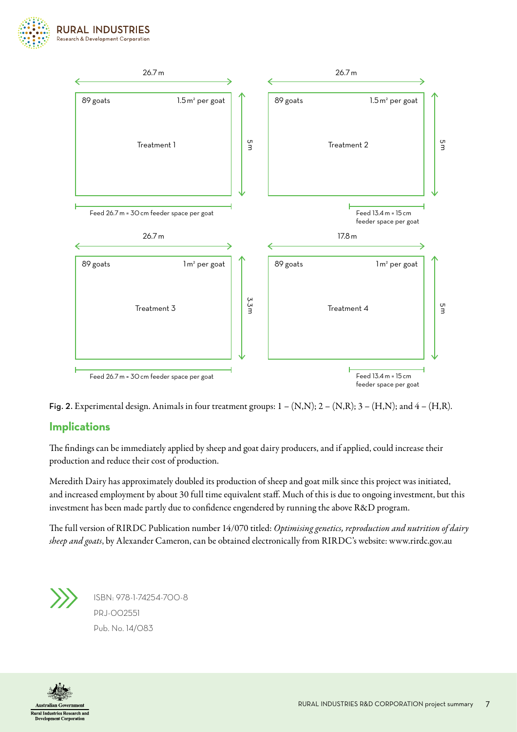26.7 m

89 goats

1.5 m² per goat

Treatment 1

5 m

Feed 26.7 m = 30 cm feeder space per goat

26.7 m

89 goats

1.5 m² per goat

Treatment 2

5 m

Feed 13.4 m = 15 cm feeder space per goat

26.7 m

89 goats

1 m² per goat

Treatment 3

3.3 m

Feed 26.7 m = 30 cm feeder space per goat

17.8 m

89 goats

1 m² per goat

Treatment 4

5 m

Feed 13.4 m = 15 cm feeder space per goat

**Fig. 2.** Experimental design. Animals in four treatment groups: 1 – (N,N); 2 – (N,R); 3 – (H,N); and 4 – (H,R).

## Implications

The findings can be immediately applied by sheep and goat dairy producers, and if applied, could increase their production and reduce their cost of production.

Meredith Dairy has approximately doubled its production of sheep and goat milk since this project was initiated, and increased employment by about 30 full time equivalent staff. Much of this is due to ongoing investment, but this investment has been made partly due to confidence engendered by running the above R&D program.

The full version of RIRDC Publication number 14/070 titled: *Optimising genetics, reproduction and nutrition of dairy sheep and goats*, by Alexander Cameron, can be obtained electronically from RIRDC's website: www.rirdc.gov.au

ISBN: 978-1-74254-700-8
PRJ-002551
Pub. No. 14/083